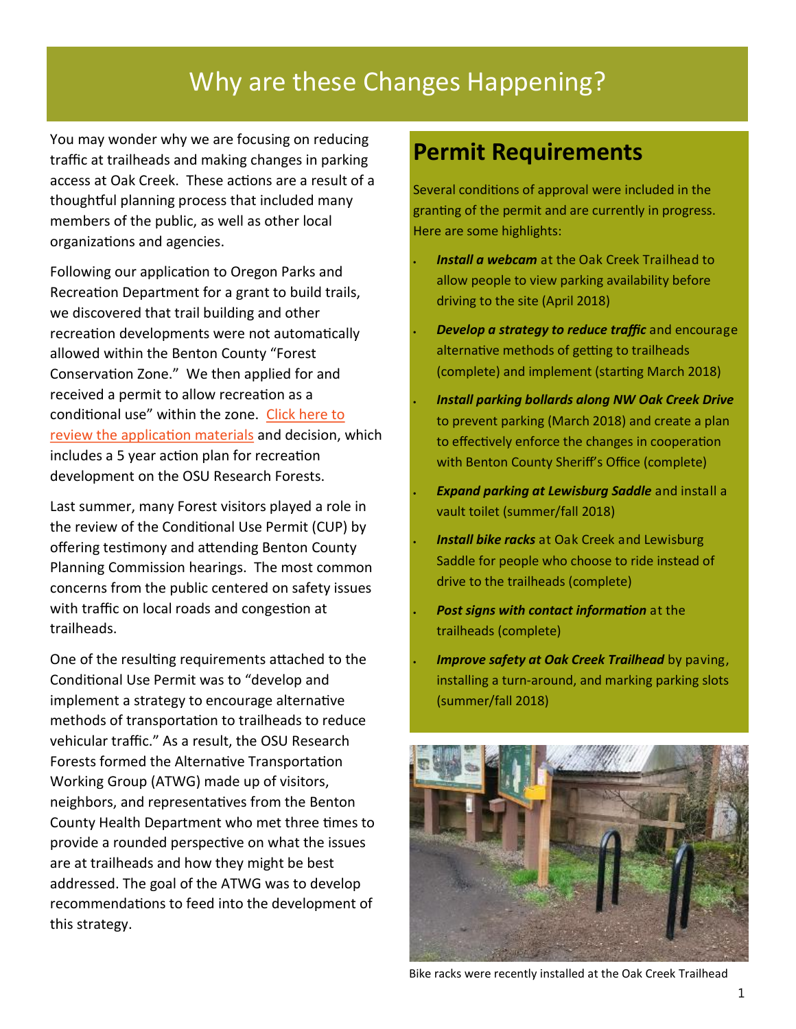# Why are these Changes Happening?

You may wonder why we are focusing on reducing traffic at trailheads and making changes in parking access at Oak Creek. These actions are a result of a thoughtful planning process that included many members of the public, as well as other local organizations and agencies.

Following our application to Oregon Parks and Recreation Department for a grant to build trails, we discovered that trail building and other recreation developments were not automatically allowed within the Benton County "Forest Conservation Zone." We then applied for and received a permit to allow recreation as a conditional use" within the zone. Click here to review the application materials and decision, which includes a 5 year action plan for recreation development on the OSU Research Forests.

Last summer, many Forest visitors played a role in the review of the Conditional Use Permit (CUP) by offering testimony and attending Benton County Planning Commission hearings. The most common concerns from the public centered on safety issues with traffic on local roads and congestion at trailheads.

One of the resulting requirements attached to the Conditional Use Permit was to "develop and implement a strategy to encourage alternative methods of transportation to trailheads to reduce vehicular traffic." As a result, the OSU Research Forests formed the Alternative Transportation Working Group (ATWG) made up of visitors, neighbors, and representatives from the Benton County Health Department who met three times to provide a rounded perspective on what the issues are at trailheads and how they might be best addressed. The goal of the ATWG was to develop recommendations to feed into the development of this strategy.

## Permit Requirements

Several conditions of approval were included in the granting of the permit and are currently in progress. Here are some highlights:

- ***Install a webcam*** at the Oak Creek Trailhead to allow people to view parking availability before driving to the site (April 2018)
- ***Develop a strategy to reduce traffic*** and encourage alternative methods of getting to trailheads (complete) and implement (starting March 2018)
- ***Install parking bollards along NW Oak Creek Drive*** to prevent parking (March 2018) and create a plan to effectively enforce the changes in cooperation with Benton County Sheriff's Office (complete)
- ***Expand parking at Lewisburg Saddle*** and install a vault toilet (summer/fall 2018)
- ***Install bike racks*** at Oak Creek and Lewisburg Saddle for people who choose to ride instead of drive to the trailheads (complete)
- ***Post signs with contact information*** at the trailheads (complete)
- ***Improve safety at Oak Creek Trailhead*** by paving, installing a turn-around, and marking parking slots (summer/fall 2018)

Bike racks were recently installed at the Oak Creek Trailhead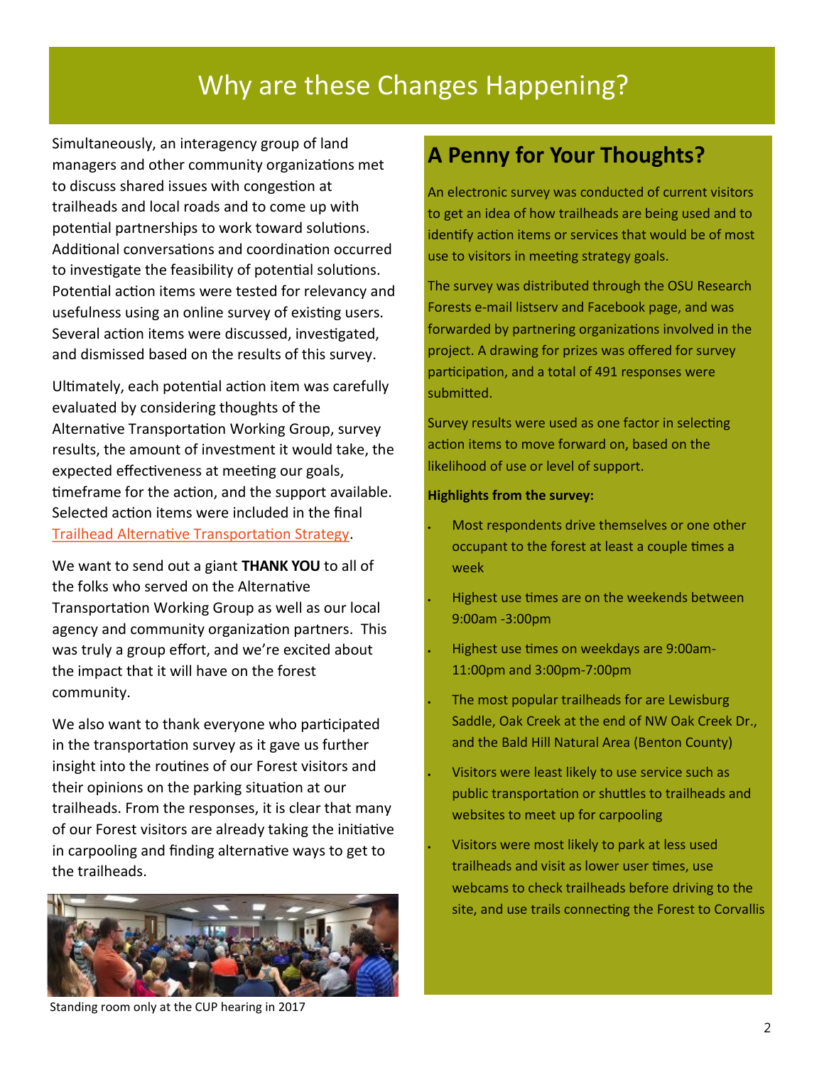# Why are these Changes Happening?

Simultaneously, an interagency group of land managers and other community organizations met to discuss shared issues with congestion at trailheads and local roads and to come up with potential partnerships to work toward solutions. Additional conversations and coordination occurred to investigate the feasibility of potential solutions. Potential action items were tested for relevancy and usefulness using an online survey of existing users. Several action items were discussed, investigated, and dismissed based on the results of this survey.

Ultimately, each potential action item was carefully evaluated by considering thoughts of the Alternative Transportation Working Group, survey results, the amount of investment it would take, the expected effectiveness at meeting our goals, timeframe for the action, and the support available. Selected action items were included in the final Trailhead Alternative Transportation Strategy.

We want to send out a giant **THANK YOU** to all of the folks who served on the Alternative Transportation Working Group as well as our local agency and community organization partners. This was truly a group effort, and we're excited about the impact that it will have on the forest community.

We also want to thank everyone who participated in the transportation survey as it gave us further insight into the routines of our Forest visitors and their opinions on the parking situation at our trailheads. From the responses, it is clear that many of our Forest visitors are already taking the initiative in carpooling and finding alternative ways to get to the trailheads.

Standing room only at the CUP hearing in 2017

## A Penny for Your Thoughts?

An electronic survey was conducted of current visitors to get an idea of how trailheads are being used and to identify action items or services that would be of most use to visitors in meeting strategy goals.

The survey was distributed through the OSU Research Forests e-mail listserv and Facebook page, and was forwarded by partnering organizations involved in the project. A drawing for prizes was offered for survey participation, and a total of 491 responses were submitted.

Survey results were used as one factor in selecting action items to move forward on, based on the likelihood of use or level of support.

**Highlights from the survey:**

- Most respondents drive themselves or one other occupant to the forest at least a couple times a week
- Highest use times are on the weekends between 9:00am -3:00pm
- Highest use times on weekdays are 9:00am-11:00pm and 3:00pm-7:00pm
- The most popular trailheads for are Lewisburg Saddle, Oak Creek at the end of NW Oak Creek Dr., and the Bald Hill Natural Area (Benton County)
- Visitors were least likely to use service such as public transportation or shuttles to trailheads and websites to meet up for carpooling
- Visitors were most likely to park at less used trailheads and visit as lower user times, use webcams to check trailheads before driving to the site, and use trails connecting the Forest to Corvallis